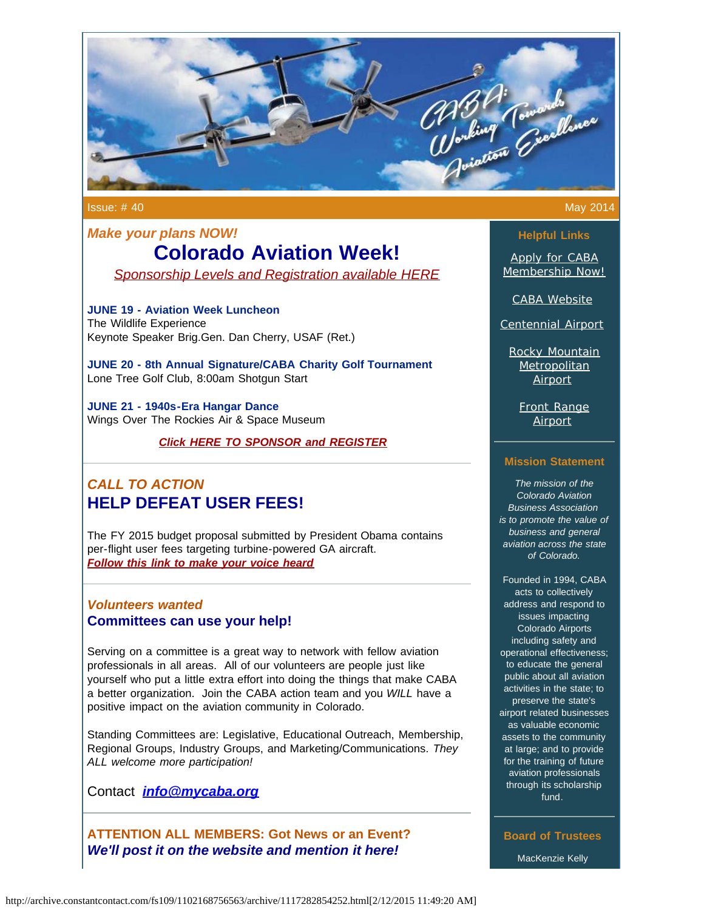Issue: # 40 May 2014

*Make your plans NOW!*

# Colorado Aviation Week!

*Sponsorship Levels and Registration available HERE*

**JUNE 19 - Aviation Week Luncheon**
The Wildlife Experience
Keynote Speaker Brig.Gen. Dan Cherry, USAF (Ret.)

**JUNE 20 - 8th Annual Signature/CABA Charity Golf Tournament**
Lone Tree Golf Club, 8:00am Shotgun Start

**JUNE 21 - 1940s-Era Hangar Dance**
Wings Over The Rockies Air & Space Museum

***Click HERE TO SPONSOR and REGISTER***

---

*CALL TO ACTION*

## HELP DEFEAT USER FEES!

The FY 2015 budget proposal submitted by President Obama contains per-flight user fees targeting turbine-powered GA aircraft.
***Follow this link to make your voice heard***

---

*Volunteers wanted*

### Committees can use your help!

Serving on a committee is a great way to network with fellow aviation professionals in all areas. All of our volunteers are people just like yourself who put a little extra effort into doing the things that make CABA a better organization. Join the CABA action team and you *WILL* have a positive impact on the aviation community in Colorado.

Standing Committees are: Legislative, Educational Outreach, Membership, Regional Groups, Industry Groups, and Marketing/Communications. *They ALL welcome more participation!*

Contact ***info@mycaba.org***

---

**ATTENTION ALL MEMBERS: Got News or an Event?**
***We'll post it on the website and mention it here!***

---

### Helpful Links

Apply for CABA Membership Now!

CABA Website

Centennial Airport

Rocky Mountain Metropolitan Airport

Front Range Airport

---

### Mission Statement

*The mission of the Colorado Aviation Business Association is to promote the value of business and general aviation across the state of Colorado.*

Founded in 1994, CABA acts to collectively address and respond to issues impacting Colorado Airports including safety and operational effectiveness; to educate the general public about all aviation activities in the state; to preserve the state's airport related businesses as valuable economic assets to the community at large; and to provide for the training of future aviation professionals through its scholarship fund.

---

### Board of Trustees

MacKenzie Kelly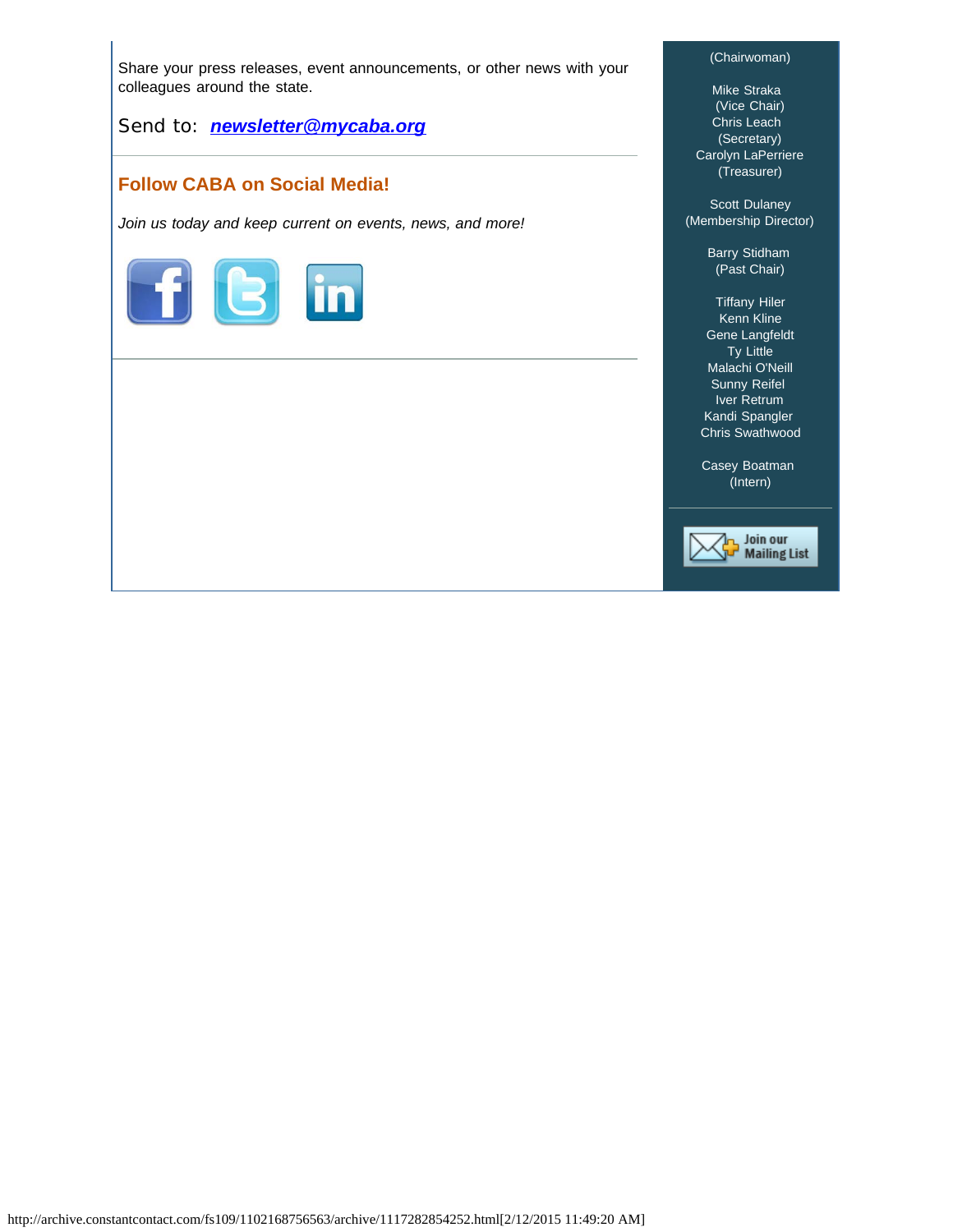Share your press releases, event announcements, or other news with your colleagues around the state.

Send to: ***newsletter@mycaba.org***

## Follow CABA on Social Media!

*Join us today and keep current on events, news, and more!*

(Chairwoman)

Mike Straka
(Vice Chair)
Chris Leach
(Secretary)
Carolyn LaPerriere
(Treasurer)

Scott Dulaney
(Membership Director)

Barry Stidham
(Past Chair)

Tiffany Hiler
Kenn Kline
Gene Langfeldt
Ty Little
Malachi O'Neill
Sunny Reifel
Iver Retrum
Kandi Spangler
Chris Swathwood

Casey Boatman
(Intern)

Join our Mailing List